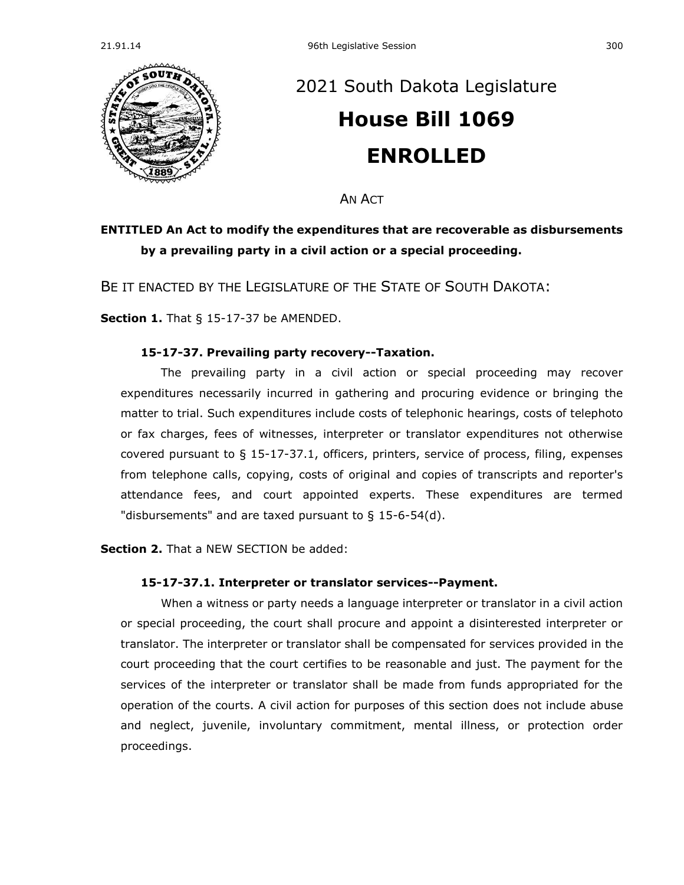# 2021 South Dakota Legislature

# House Bill 1069

# ENROLLED

AN ACT

**ENTITLED An Act to modify the expenditures that are recoverable as disbursements by a prevailing party in a civil action or a special proceeding.**

BE IT ENACTED BY THE LEGISLATURE OF THE STATE OF SOUTH DAKOTA:

**Section 1.** That § 15-17-37 be AMENDED.

**15-17-37. Prevailing party recovery--Taxation.**

The prevailing party in a civil action or special proceeding may recover expenditures necessarily incurred in gathering and procuring evidence or bringing the matter to trial. Such expenditures include costs of telephonic hearings, costs of telephoto or fax charges, fees of witnesses, interpreter or translator expenditures not otherwise covered pursuant to § 15-17-37.1, officers, printers, service of process, filing, expenses from telephone calls, copying, costs of original and copies of transcripts and reporter's attendance fees, and court appointed experts. These expenditures are termed "disbursements" and are taxed pursuant to § 15-6-54(d).

**Section 2.** That a NEW SECTION be added:

**15-17-37.1. Interpreter or translator services--Payment.**

When a witness or party needs a language interpreter or translator in a civil action or special proceeding, the court shall procure and appoint a disinterested interpreter or translator. The interpreter or translator shall be compensated for services provided in the court proceeding that the court certifies to be reasonable and just. The payment for the services of the interpreter or translator shall be made from funds appropriated for the operation of the courts. A civil action for purposes of this section does not include abuse and neglect, juvenile, involuntary commitment, mental illness, or protection order proceedings.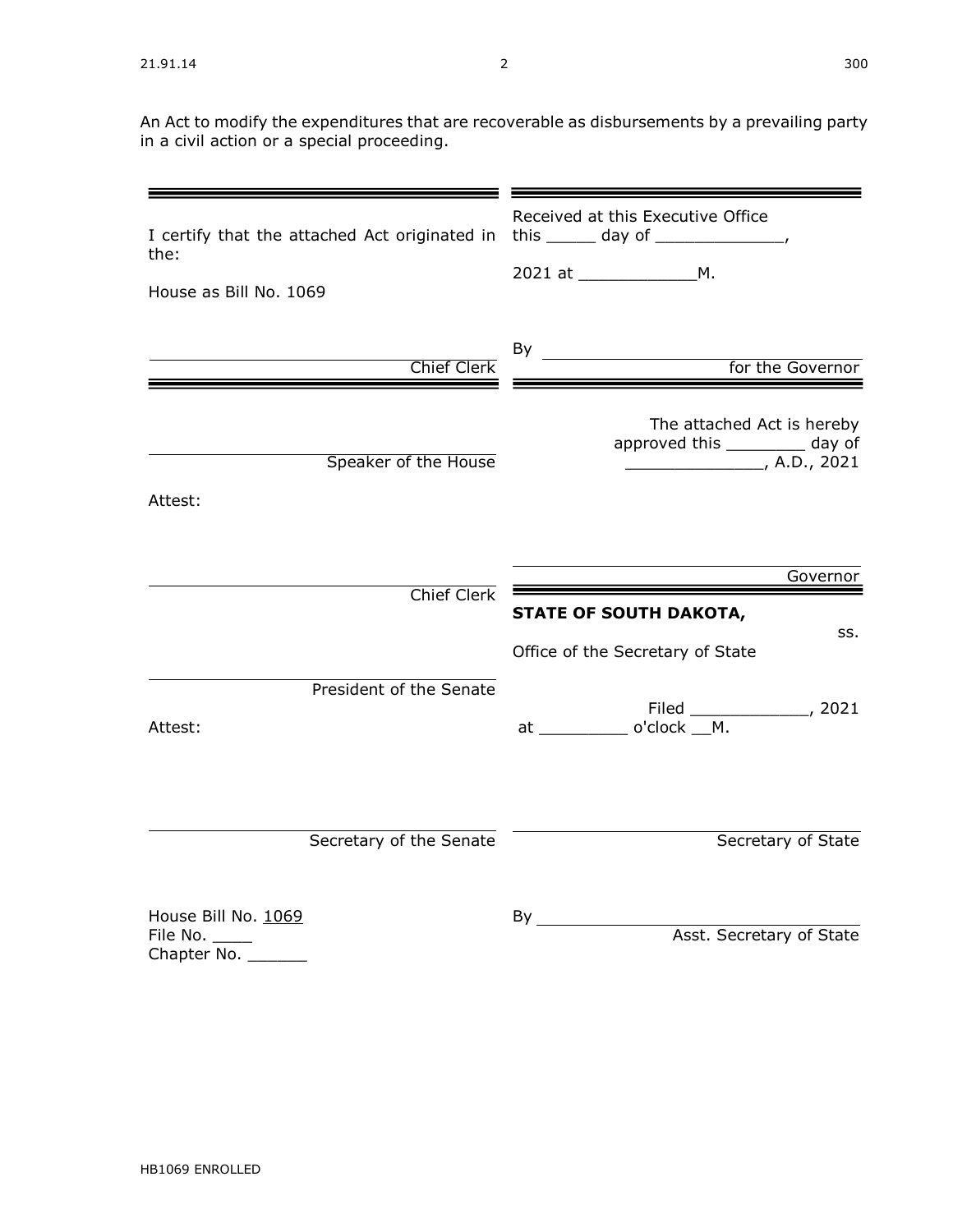An Act to modify the expenditures that are recoverable as disbursements by a prevailing party in a civil action or a special proceeding.

I certify that the attached Act originated in the:

House as Bill No. 1069

\_\_\_\_\_\_\_\_\_\_\_\_\_\_\_\_\_\_\_\_\_\_\_\_\_\_\_\_\_\_
Chief Clerk

\_\_\_\_\_\_\_\_\_\_\_\_\_\_\_\_\_\_\_\_\_\_\_\_\_\_\_\_\_\_
Speaker of the House

Attest:

\_\_\_\_\_\_\_\_\_\_\_\_\_\_\_\_\_\_\_\_\_\_\_\_\_\_\_\_\_\_
Chief Clerk

\_\_\_\_\_\_\_\_\_\_\_\_\_\_\_\_\_\_\_\_\_\_\_\_\_\_\_\_\_\_
President of the Senate

Attest:

\_\_\_\_\_\_\_\_\_\_\_\_\_\_\_\_\_\_\_\_\_\_\_\_\_\_\_\_\_\_
Secretary of the Senate

House Bill No. 1069
File No. \_\_\_\_
Chapter No. \_\_\_\_\_\_

Received at this Executive Office this \_\_\_\_\_ day of \_\_\_\_\_\_\_\_\_\_\_\_\_,

2021 at \_\_\_\_\_\_\_\_\_\_\_\_M.

By \_\_\_\_\_\_\_\_\_\_\_\_\_\_\_\_\_\_\_\_\_\_\_\_\_\_\_\_\_\_
for the Governor

The attached Act is hereby approved this \_\_\_\_\_\_\_\_ day of \_\_\_\_\_\_\_\_\_\_\_\_\_\_, A.D., 2021

\_\_\_\_\_\_\_\_\_\_\_\_\_\_\_\_\_\_\_\_\_\_\_\_\_\_\_\_\_\_
Governor

**STATE OF SOUTH DAKOTA,**

ss.

Office of the Secretary of State

Filed \_\_\_\_\_\_\_\_\_\_\_\_, 2021
at \_\_\_\_\_\_\_\_\_ o'clock \_\_M.

\_\_\_\_\_\_\_\_\_\_\_\_\_\_\_\_\_\_\_\_\_\_\_\_\_\_\_\_\_\_
Secretary of State

By \_\_\_\_\_\_\_\_\_\_\_\_\_\_\_\_\_\_\_\_\_\_\_\_\_\_\_\_\_\_
Asst. Secretary of State